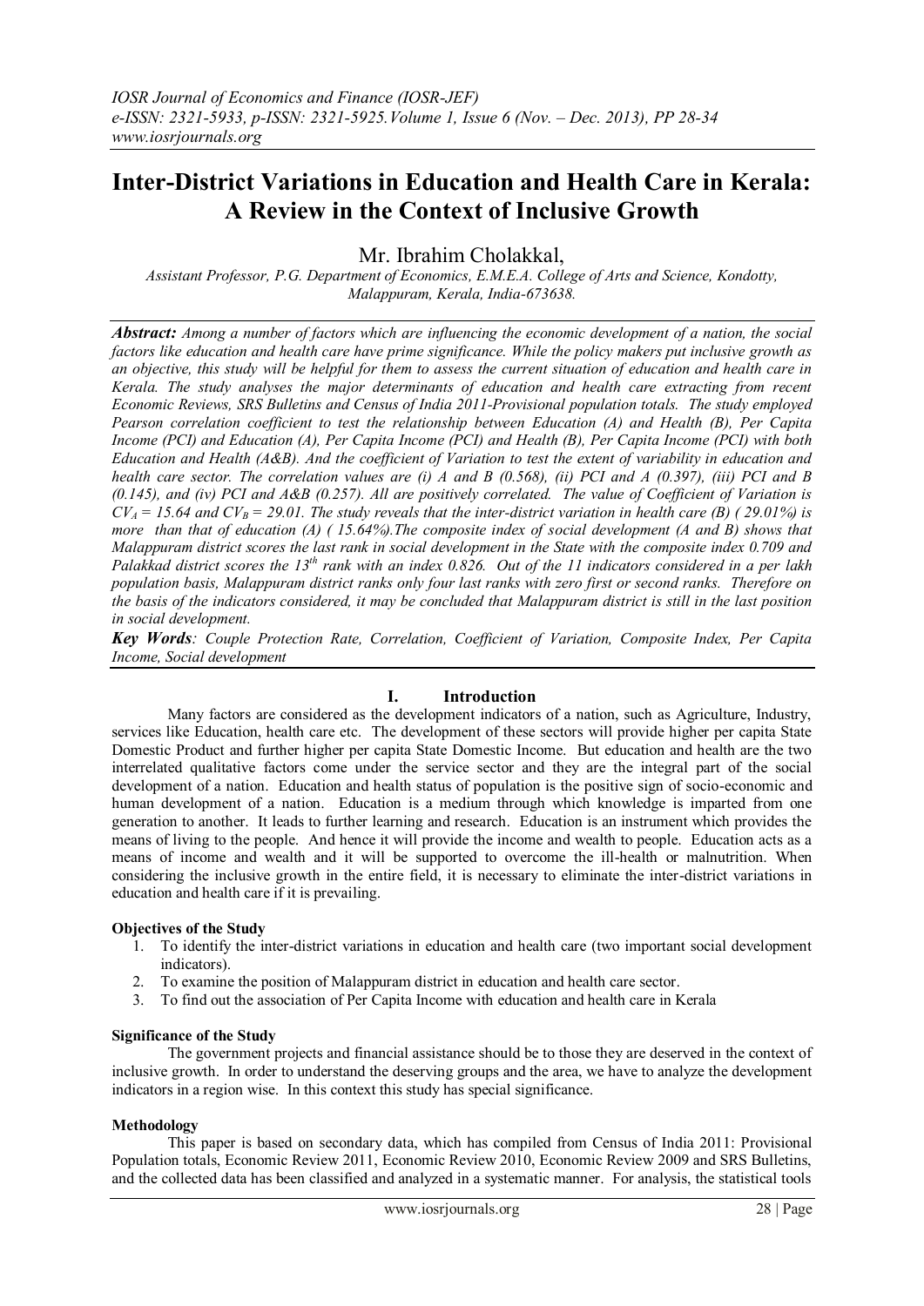# Inter-District Variations in Education and Health Care in Kerala: A Review in the Context of Inclusive Growth

Mr. Ibrahim Cholakkal,

*Assistant Professor, P.G. Department of Economics, E.M.E.A. College of Arts and Science, Kondotty, Malappuram, Kerala, India-673638.*

***Abstract:*** *Among a number of factors which are influencing the economic development of a nation, the social factors like education and health care have prime significance. While the policy makers put inclusive growth as an objective, this study will be helpful for them to assess the current situation of education and health care in Kerala. The study analyses the major determinants of education and health care extracting from recent Economic Reviews, SRS Bulletins and Census of India 2011-Provisional population totals. The study employed Pearson correlation coefficient to test the relationship between Education (A) and Health (B), Per Capita Income (PCI) and Education (A), Per Capita Income (PCI) and Health (B), Per Capita Income (PCI) with both Education and Health (A&B). And the coefficient of Variation to test the extent of variability in education and health care sector. The correlation values are (i) A and B (0.568), (ii) PCI and A (0.397), (iii) PCI and B (0.145), and (iv) PCI and A&B (0.257). All are positively correlated. The value of Coefficient of Variation is* $CV_A = 15.64$ *and* $CV_B = 29.01$*. The study reveals that the inter-district variation in health care (B) ( 29.01%) is more than that of education (A) ( 15.64%).The composite index of social development (A and B) shows that Malappuram district scores the last rank in social development in the State with the composite index 0.709 and Palakkad district scores the 13th rank with an index 0.826. Out of the 11 indicators considered in a per lakh population basis, Malappuram district ranks only four last ranks with zero first or second ranks. Therefore on the basis of the indicators considered, it may be concluded that Malappuram district is still in the last position in social development.*

***Key Words****: Couple Protection Rate, Correlation, Coefficient of Variation, Composite Index, Per Capita Income, Social development*

## I. Introduction

Many factors are considered as the development indicators of a nation, such as Agriculture, Industry, services like Education, health care etc. The development of these sectors will provide higher per capita State Domestic Product and further higher per capita State Domestic Income. But education and health are the two interrelated qualitative factors come under the service sector and they are the integral part of the social development of a nation. Education and health status of population is the positive sign of socio-economic and human development of a nation. Education is a medium through which knowledge is imparted from one generation to another. It leads to further learning and research. Education is an instrument which provides the means of living to the people. And hence it will provide the income and wealth to people. Education acts as a means of income and wealth and it will be supported to overcome the ill-health or malnutrition. When considering the inclusive growth in the entire field, it is necessary to eliminate the inter-district variations in education and health care if it is prevailing.

### Objectives of the Study

1. To identify the inter-district variations in education and health care (two important social development indicators).
2. To examine the position of Malappuram district in education and health care sector.
3. To find out the association of Per Capita Income with education and health care in Kerala

### Significance of the Study

The government projects and financial assistance should be to those they are deserved in the context of inclusive growth. In order to understand the deserving groups and the area, we have to analyze the development indicators in a region wise. In this context this study has special significance.

### Methodology

This paper is based on secondary data, which has compiled from Census of India 2011: Provisional Population totals, Economic Review 2011, Economic Review 2010, Economic Review 2009 and SRS Bulletins, and the collected data has been classified and analyzed in a systematic manner. For analysis, the statistical tools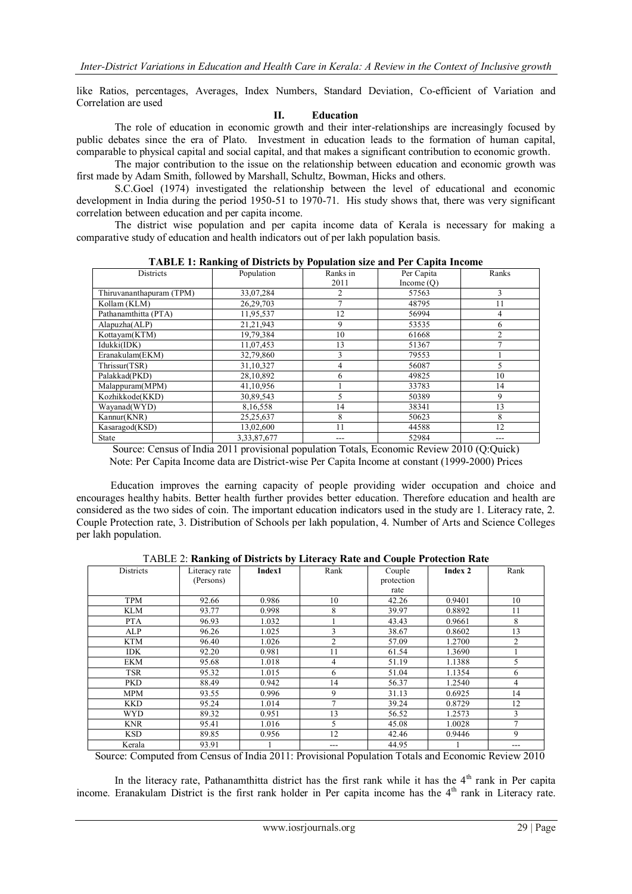like Ratios, percentages, Averages, Index Numbers, Standard Deviation, Co-efficient of Variation and Correlation are used

## II. Education

The role of education in economic growth and their inter-relationships are increasingly focused by public debates since the era of Plato. Investment in education leads to the formation of human capital, comparable to physical capital and social capital, and that makes a significant contribution to economic growth.

The major contribution to the issue on the relationship between education and economic growth was first made by Adam Smith, followed by Marshall, Schultz, Bowman, Hicks and others.

S.C.Goel (1974) investigated the relationship between the level of educational and economic development in India during the period 1950-51 to 1970-71. His study shows that, there was very significant correlation between education and per capita income.

The district wise population and per capita income data of Kerala is necessary for making a comparative study of education and health indicators out of per lakh population basis.

**TABLE 1: Ranking of Districts by Population size and Per Capita Income**

| Districts | Population | Ranks in 2011 | Per Capita Income (Q) | Ranks |
|---|---|---|---|---|
| Thiruvananthapuram (TPM) | 33,07,284 | 2 | 57563 | 3 |
| Kollam (KLM) | 26,29,703 | 7 | 48795 | 11 |
| Pathanamthitta (PTA) | 11,95,537 | 12 | 56994 | 4 |
| Alapuzha(ALP) | 21,21,943 | 9 | 53535 | 6 |
| Kottayam(KTM) | 19,79,384 | 10 | 61668 | 2 |
| Idukki(IDK) | 11,07,453 | 13 | 51367 | 7 |
| Eranakulam(EKM) | 32,79,860 | 3 | 79553 | 1 |
| Thrissur(TSR) | 31,10,327 | 4 | 56087 | 5 |
| Palakkad(PKD) | 28,10,892 | 6 | 49825 | 10 |
| Malappuram(MPM) | 41,10,956 | 1 | 33783 | 14 |
| Kozhikkode(KKD) | 30,89,543 | 5 | 50389 | 9 |
| Wayanad(WYD) | 8,16,558 | 14 | 38341 | 13 |
| Kannur(KNR) | 25,25,637 | 8 | 50623 | 8 |
| Kasaragod(KSD) | 13,02,600 | 11 | 44588 | 12 |
| State | 3,33,87,677 | --- | 52984 | --- |

Source: Census of India 2011 provisional population Totals, Economic Review 2010 (Q:Quick)

Note: Per Capita Income data are District-wise Per Capita Income at constant (1999-2000) Prices

Education improves the earning capacity of people providing wider occupation and choice and encourages healthy habits. Better health further provides better education. Therefore education and health are considered as the two sides of coin. The important education indicators used in the study are 1. Literacy rate, 2. Couple Protection rate, 3. Distribution of Schools per lakh population, 4. Number of Arts and Science Colleges per lakh population.

TABLE 2: **Ranking of Districts by Literacy Rate and Couple Protection Rate**

| Districts | Literacy rate (Persons) | **Index1** | Rank | Couple protection rate | **Index 2** | Rank |
|---|---|---|---|---|---|---|
| TPM | 92.66 | 0.986 | 10 | 42.26 | 0.9401 | 10 |
| KLM | 93.77 | 0.998 | 8 | 39.97 | 0.8892 | 11 |
| PTA | 96.93 | 1.032 | 1 | 43.43 | 0.9661 | 8 |
| ALP | 96.26 | 1.025 | 3 | 38.67 | 0.8602 | 13 |
| KTM | 96.40 | 1.026 | 2 | 57.09 | 1.2700 | 2 |
| IDK | 92.20 | 0.981 | 11 | 61.54 | 1.3690 | 1 |
| EKM | 95.68 | 1.018 | 4 | 51.19 | 1.1388 | 5 |
| TSR | 95.32 | 1.015 | 6 | 51.04 | 1.1354 | 6 |
| PKD | 88.49 | 0.942 | 14 | 56.37 | 1.2540 | 4 |
| MPM | 93.55 | 0.996 | 9 | 31.13 | 0.6925 | 14 |
| KKD | 95.24 | 1.014 | 7 | 39.24 | 0.8729 | 12 |
| WYD | 89.32 | 0.951 | 13 | 56.52 | 1.2573 | 3 |
| KNR | 95.41 | 1.016 | 5 | 45.08 | 1.0028 | 7 |
| KSD | 89.85 | 0.956 | 12 | 42.46 | 0.9446 | 9 |
| Kerala | 93.91 | 1 | --- | 44.95 | 1 | --- |

Source: Computed from Census of India 2011: Provisional Population Totals and Economic Review 2010

In the literacy rate, Pathanamthitta district has the first rank while it has the 4th rank in Per capita income. Eranakulam District is the first rank holder in Per capita income has the 4th rank in Literacy rate.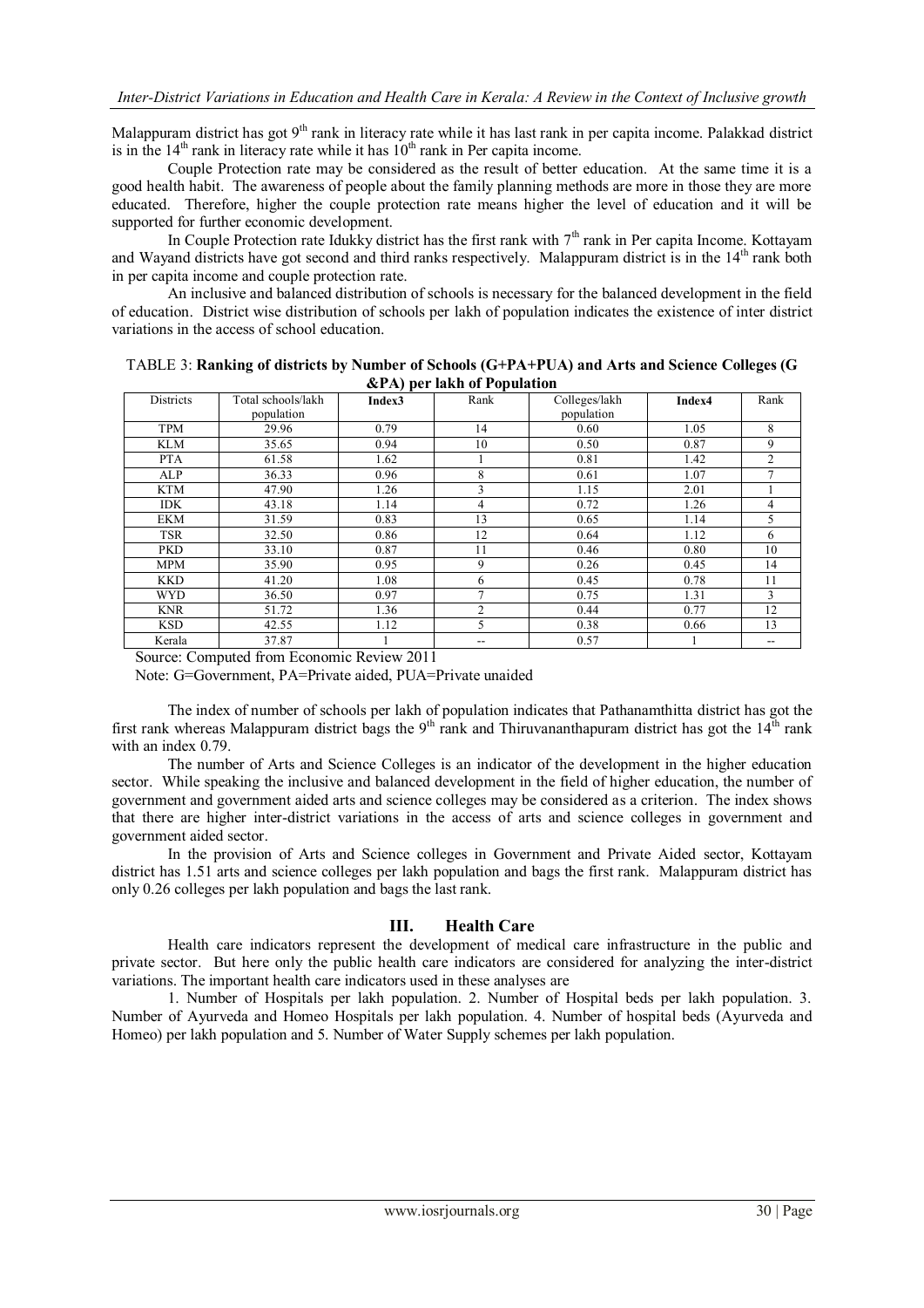Malappuram district has got 9th rank in literacy rate while it has last rank in per capita income. Palakkad district is in the 14th rank in literacy rate while it has 10th rank in Per capita income.

Couple Protection rate may be considered as the result of better education. At the same time it is a good health habit. The awareness of people about the family planning methods are more in those they are more educated. Therefore, higher the couple protection rate means higher the level of education and it will be supported for further economic development.

In Couple Protection rate Idukky district has the first rank with 7th rank in Per capita Income. Kottayam and Wayand districts have got second and third ranks respectively. Malappuram district is in the 14th rank both in per capita income and couple protection rate.

An inclusive and balanced distribution of schools is necessary for the balanced development in the field of education. District wise distribution of schools per lakh of population indicates the existence of inter district variations in the access of school education.

TABLE 3: **Ranking of districts by Number of Schools (G+PA+PUA) and Arts and Science Colleges (G &PA) per lakh of Population**

| Districts | Total schools/lakh population | **Index3** | Rank | Colleges/lakh population | **Index4** | Rank |
|---|---|---|---|---|---|---|
| TPM | 29.96 | 0.79 | 14 | 0.60 | 1.05 | 8 |
| KLM | 35.65 | 0.94 | 10 | 0.50 | 0.87 | 9 |
| PTA | 61.58 | 1.62 | 1 | 0.81 | 1.42 | 2 |
| ALP | 36.33 | 0.96 | 8 | 0.61 | 1.07 | 7 |
| KTM | 47.90 | 1.26 | 3 | 1.15 | 2.01 | 1 |
| IDK | 43.18 | 1.14 | 4 | 0.72 | 1.26 | 4 |
| EKM | 31.59 | 0.83 | 13 | 0.65 | 1.14 | 5 |
| TSR | 32.50 | 0.86 | 12 | 0.64 | 1.12 | 6 |
| PKD | 33.10 | 0.87 | 11 | 0.46 | 0.80 | 10 |
| MPM | 35.90 | 0.95 | 9 | 0.26 | 0.45 | 14 |
| KKD | 41.20 | 1.08 | 6 | 0.45 | 0.78 | 11 |
| WYD | 36.50 | 0.97 | 7 | 0.75 | 1.31 | 3 |
| KNR | 51.72 | 1.36 | 2 | 0.44 | 0.77 | 12 |
| KSD | 42.55 | 1.12 | 5 | 0.38 | 0.66 | 13 |
| Kerala | 37.87 | 1 | -- | 0.57 | 1 | -- |

Source: Computed from Economic Review 2011

Note: G=Government, PA=Private aided, PUA=Private unaided

The index of number of schools per lakh of population indicates that Pathanamthitta district has got the first rank whereas Malappuram district bags the 9th rank and Thiruvananthapuram district has got the 14th rank with an index 0.79.

The number of Arts and Science Colleges is an indicator of the development in the higher education sector. While speaking the inclusive and balanced development in the field of higher education, the number of government and government aided arts and science colleges may be considered as a criterion. The index shows that there are higher inter-district variations in the access of arts and science colleges in government and government aided sector.

In the provision of Arts and Science colleges in Government and Private Aided sector, Kottayam district has 1.51 arts and science colleges per lakh population and bags the first rank. Malappuram district has only 0.26 colleges per lakh population and bags the last rank.

## III. Health Care

Health care indicators represent the development of medical care infrastructure in the public and private sector. But here only the public health care indicators are considered for analyzing the inter-district variations. The important health care indicators used in these analyses are

1. Number of Hospitals per lakh population. 2. Number of Hospital beds per lakh population. 3. Number of Ayurveda and Homeo Hospitals per lakh population. 4. Number of hospital beds (Ayurveda and Homeo) per lakh population and 5. Number of Water Supply schemes per lakh population.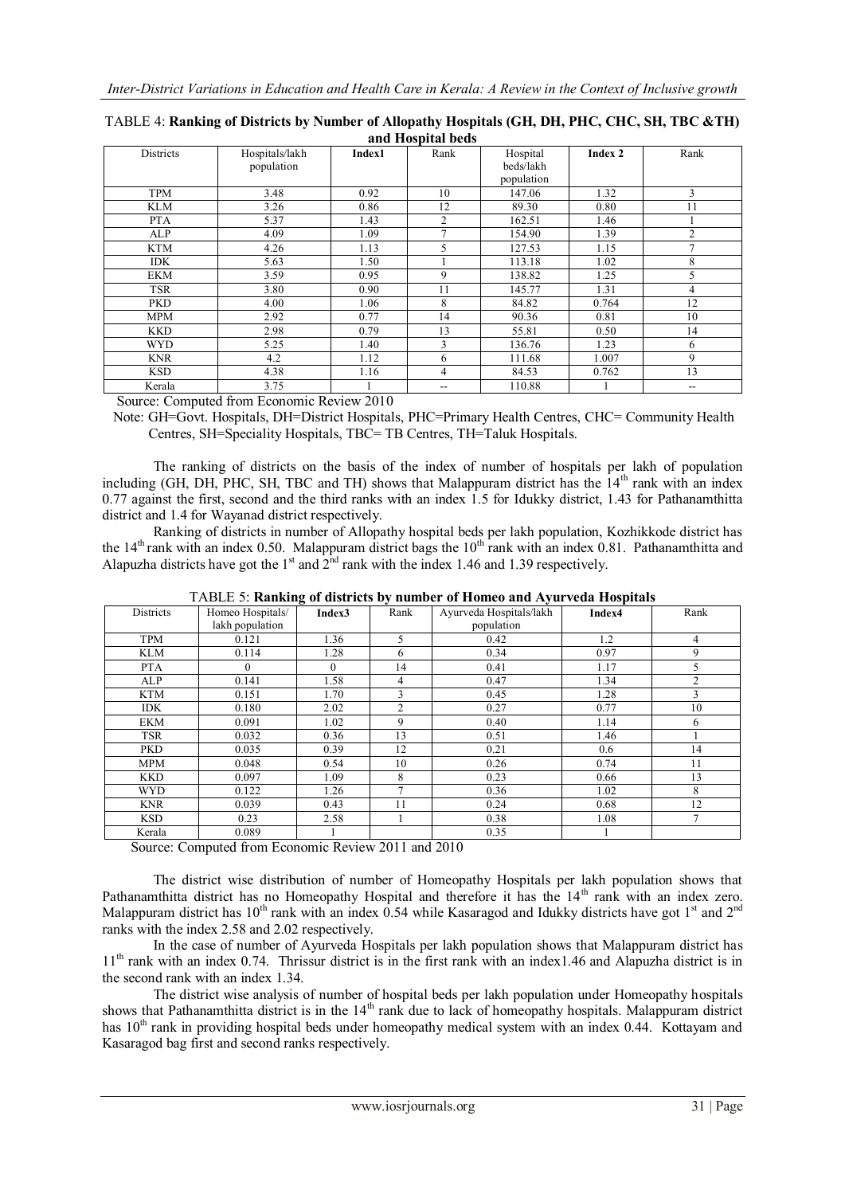TABLE 4: **Ranking of Districts by Number of Allopathy Hospitals (GH, DH, PHC, CHC, SH, TBC &TH) and Hospital beds**

| Districts | Hospitals/lakh population | **Index1** | Rank | Hospital beds/lakh population | **Index 2** | Rank |
|---|---|---|---|---|---|---|
| TPM | 3.48 | 0.92 | 10 | 147.06 | 1.32 | 3 |
| KLM | 3.26 | 0.86 | 12 | 89.30 | 0.80 | 11 |
| PTA | 5.37 | 1.43 | 2 | 162.51 | 1.46 | 1 |
| ALP | 4.09 | 1.09 | 7 | 154.90 | 1.39 | 2 |
| KTM | 4.26 | 1.13 | 5 | 127.53 | 1.15 | 7 |
| IDK | 5.63 | 1.50 | 1 | 113.18 | 1.02 | 8 |
| EKM | 3.59 | 0.95 | 9 | 138.82 | 1.25 | 5 |
| TSR | 3.80 | 0.90 | 11 | 145.77 | 1.31 | 4 |
| PKD | 4.00 | 1.06 | 8 | 84.82 | 0.764 | 12 |
| MPM | 2.92 | 0.77 | 14 | 90.36 | 0.81 | 10 |
| KKD | 2.98 | 0.79 | 13 | 55.81 | 0.50 | 14 |
| WYD | 5.25 | 1.40 | 3 | 136.76 | 1.23 | 6 |
| KNR | 4.2 | 1.12 | 6 | 111.68 | 1.007 | 9 |
| KSD | 4.38 | 1.16 | 4 | 84.53 | 0.762 | 13 |
| Kerala | 3.75 | 1 | -- | 110.88 | 1 | -- |

Source: Computed from Economic Review 2010

Note: GH=Govt. Hospitals, DH=District Hospitals, PHC=Primary Health Centres, CHC= Community Health Centres, SH=Speciality Hospitals, TBC= TB Centres, TH=Taluk Hospitals.

The ranking of districts on the basis of the index of number of hospitals per lakh of population including (GH, DH, PHC, SH, TBC and TH) shows that Malappuram district has the 14th rank with an index 0.77 against the first, second and the third ranks with an index 1.5 for Idukky district, 1.43 for Pathanamthitta district and 1.4 for Wayanad district respectively.

Ranking of districts in number of Allopathy hospital beds per lakh population, Kozhikkode district has the 14th rank with an index 0.50. Malappuram district bags the 10th rank with an index 0.81. Pathanamthitta and Alapuzha districts have got the 1st and 2nd rank with the index 1.46 and 1.39 respectively.

TABLE 5: **Ranking of districts by number of Homeo and Ayurveda Hospitals**

| Districts | Homeo Hospitals/ lakh population | **Index3** | Rank | Ayurveda Hospitals/lakh population | **Index4** | Rank |
|---|---|---|---|---|---|---|
| TPM | 0.121 | 1.36 | 5 | 0.42 | 1.2 | 4 |
| KLM | 0.114 | 1.28 | 6 | 0.34 | 0.97 | 9 |
| PTA | 0 | 0 | 14 | 0.41 | 1.17 | 5 |
| ALP | 0.141 | 1.58 | 4 | 0.47 | 1.34 | 2 |
| KTM | 0.151 | 1.70 | 3 | 0.45 | 1.28 | 3 |
| IDK | 0.180 | 2.02 | 2 | 0.27 | 0.77 | 10 |
| EKM | 0.091 | 1.02 | 9 | 0.40 | 1.14 | 6 |
| TSR | 0.032 | 0.36 | 13 | 0.51 | 1.46 | 1 |
| PKD | 0.035 | 0.39 | 12 | 0.21 | 0.6 | 14 |
| MPM | 0.048 | 0.54 | 10 | 0.26 | 0.74 | 11 |
| KKD | 0.097 | 1.09 | 8 | 0.23 | 0.66 | 13 |
| WYD | 0.122 | 1.26 | 7 | 0.36 | 1.02 | 8 |
| KNR | 0.039 | 0.43 | 11 | 0.24 | 0.68 | 12 |
| KSD | 0.23 | 2.58 | 1 | 0.38 | 1.08 | 7 |
| Kerala | 0.089 | 1 | | 0.35 | 1 | |

Source: Computed from Economic Review 2011 and 2010

The district wise distribution of number of Homeopathy Hospitals per lakh population shows that Pathanamthitta district has no Homeopathy Hospital and therefore it has the 14th rank with an index zero. Malappuram district has 10th rank with an index 0.54 while Kasaragod and Idukky districts have got 1st and 2nd ranks with the index 2.58 and 2.02 respectively.

In the case of number of Ayurveda Hospitals per lakh population shows that Malappuram district has 11th rank with an index 0.74. Thrissur district is in the first rank with an index1.46 and Alapuzha district is in the second rank with an index 1.34.

The district wise analysis of number of hospital beds per lakh population under Homeopathy hospitals shows that Pathanamthitta district is in the 14th rank due to lack of homeopathy hospitals. Malappuram district has 10th rank in providing hospital beds under homeopathy medical system with an index 0.44. Kottayam and Kasaragod bag first and second ranks respectively.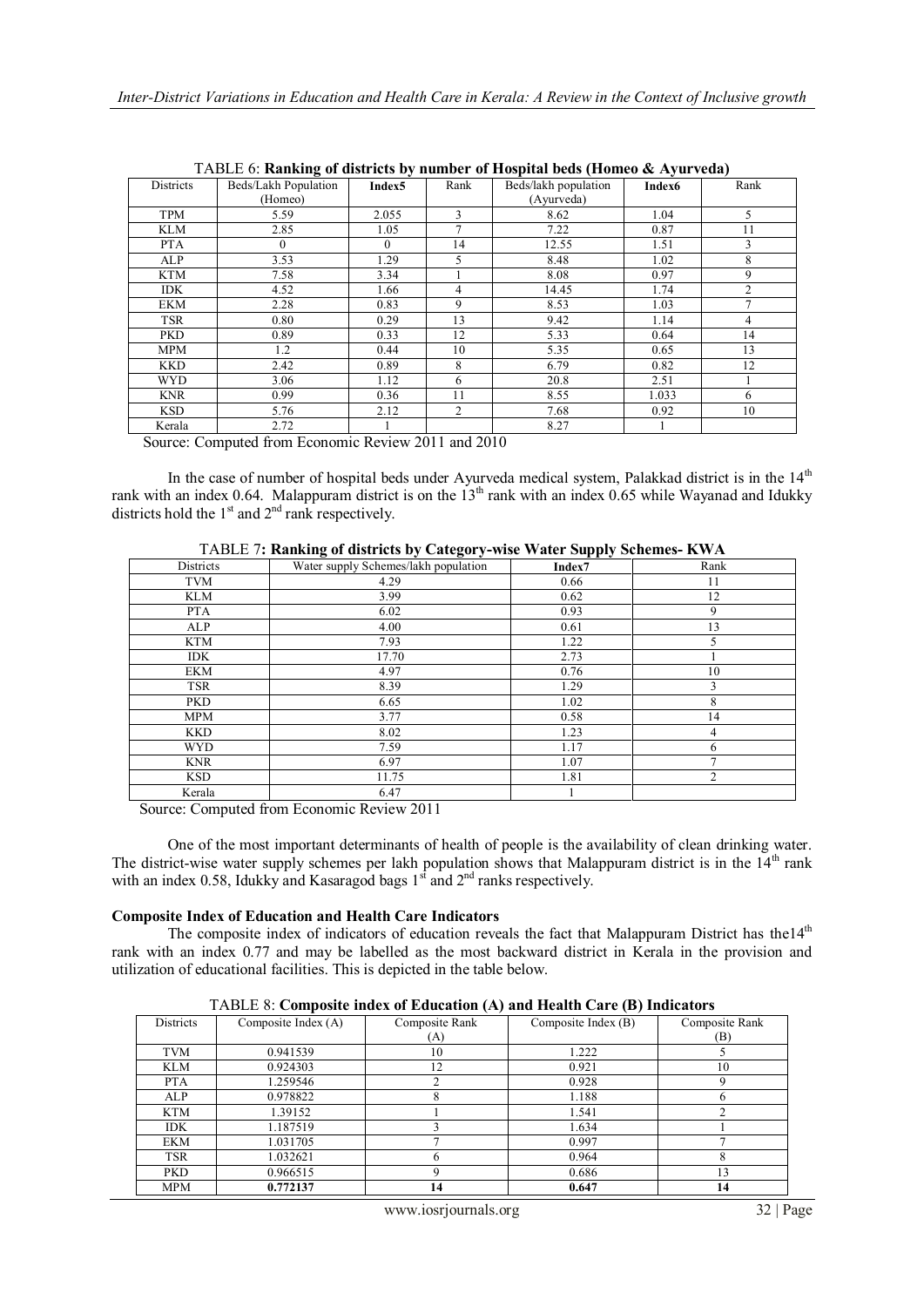TABLE 6: **Ranking of districts by number of Hospital beds (Homeo & Ayurveda)**

| Districts | Beds/Lakh Population (Homeo) | Index5 | Rank | Beds/lakh population (Ayurveda) | Index6 | Rank |
|---|---|---|---|---|---|---|
| TPM | 5.59 | 2.055 | 3 | 8.62 | 1.04 | 5 |
| KLM | 2.85 | 1.05 | 7 | 7.22 | 0.87 | 11 |
| PTA | 0 | 0 | 14 | 12.55 | 1.51 | 3 |
| ALP | 3.53 | 1.29 | 5 | 8.48 | 1.02 | 8 |
| KTM | 7.58 | 3.34 | 1 | 8.08 | 0.97 | 9 |
| IDK | 4.52 | 1.66 | 4 | 14.45 | 1.74 | 2 |
| EKM | 2.28 | 0.83 | 9 | 8.53 | 1.03 | 7 |
| TSR | 0.80 | 0.29 | 13 | 9.42 | 1.14 | 4 |
| PKD | 0.89 | 0.33 | 12 | 5.33 | 0.64 | 14 |
| MPM | 1.2 | 0.44 | 10 | 5.35 | 0.65 | 13 |
| KKD | 2.42 | 0.89 | 8 | 6.79 | 0.82 | 12 |
| WYD | 3.06 | 1.12 | 6 | 20.8 | 2.51 | 1 |
| KNR | 0.99 | 0.36 | 11 | 8.55 | 1.033 | 6 |
| KSD | 5.76 | 2.12 | 2 | 7.68 | 0.92 | 10 |
| Kerala | 2.72 | 1 | | 8.27 | 1 | |

Source: Computed from Economic Review 2011 and 2010

In the case of number of hospital beds under Ayurveda medical system, Palakkad district is in the 14th rank with an index 0.64. Malappuram district is on the 13th rank with an index 0.65 while Wayanad and Idukky districts hold the 1st and 2nd rank respectively.

TABLE 7**: Ranking of districts by Category-wise Water Supply Schemes- KWA**

| Districts | Water supply Schemes/lakh population | Index7 | Rank |
|---|---|---|---|
| TVM | 4.29 | 0.66 | 11 |
| KLM | 3.99 | 0.62 | 12 |
| PTA | 6.02 | 0.93 | 9 |
| ALP | 4.00 | 0.61 | 13 |
| KTM | 7.93 | 1.22 | 5 |
| IDK | 17.70 | 2.73 | 1 |
| EKM | 4.97 | 0.76 | 10 |
| TSR | 8.39 | 1.29 | 3 |
| PKD | 6.65 | 1.02 | 8 |
| MPM | 3.77 | 0.58 | 14 |
| KKD | 8.02 | 1.23 | 4 |
| WYD | 7.59 | 1.17 | 6 |
| KNR | 6.97 | 1.07 | 7 |
| KSD | 11.75 | 1.81 | 2 |
| Kerala | 6.47 | 1 | |

Source: Computed from Economic Review 2011

One of the most important determinants of health of people is the availability of clean drinking water. The district-wise water supply schemes per lakh population shows that Malappuram district is in the 14th rank with an index 0.58, Idukky and Kasaragod bags 1st and 2nd ranks respectively.

**Composite Index of Education and Health Care Indicators**

The composite index of indicators of education reveals the fact that Malappuram District has the14th rank with an index 0.77 and may be labelled as the most backward district in Kerala in the provision and utilization of educational facilities. This is depicted in the table below.

TABLE 8: **Composite index of Education (A) and Health Care (B) Indicators**

| Districts | Composite Index (A) | Composite Rank (A) | Composite Index (B) | Composite Rank (B) |
|---|---|---|---|---|
| TVM | 0.941539 | 10 | 1.222 | 5 |
| KLM | 0.924303 | 12 | 0.921 | 10 |
| PTA | 1.259546 | 2 | 0.928 | 9 |
| ALP | 0.978822 | 8 | 1.188 | 6 |
| KTM | 1.39152 | 1 | 1.541 | 2 |
| IDK | 1.187519 | 3 | 1.634 | 1 |
| EKM | 1.031705 | 7 | 0.997 | 7 |
| TSR | 1.032621 | 6 | 0.964 | 8 |
| PKD | 0.966515 | 9 | 0.686 | 13 |
| MPM | **0.772137** | **14** | **0.647** | **14** |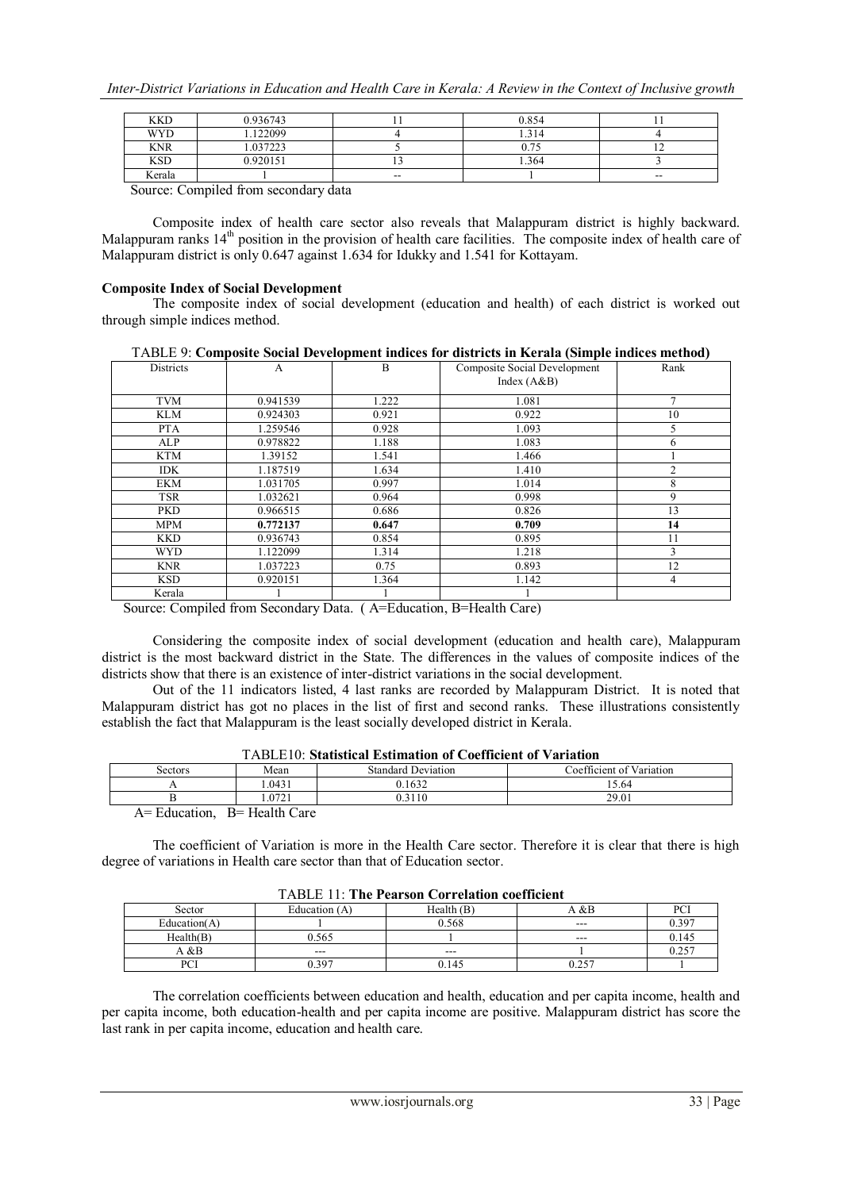| KKD | 0.936743 | 11 | 0.854 | 11 |
|---|---|---|---|---|
| WYD | 1.122099 | 4 | 1.314 | 4 |
| KNR | 1.037223 | 5 | 0.75 | 12 |
| KSD | 0.920151 | 13 | 1.364 | 3 |
| Kerala | 1 | -- | 1 | -- |

Source: Compiled from secondary data

Composite index of health care sector also reveals that Malappuram district is highly backward. Malappuram ranks 14th position in the provision of health care facilities. The composite index of health care of Malappuram district is only 0.647 against 1.634 for Idukky and 1.541 for Kottayam.

**Composite Index of Social Development**

The composite index of social development (education and health) of each district is worked out through simple indices method.

TABLE 9: **Composite Social Development indices for districts in Kerala (Simple indices method)**

| Districts | A | B | Composite Social Development Index (A&B) | Rank |
|---|---|---|---|---|
| TVM | 0.941539 | 1.222 | 1.081 | 7 |
| KLM | 0.924303 | 0.921 | 0.922 | 10 |
| PTA | 1.259546 | 0.928 | 1.093 | 5 |
| ALP | 0.978822 | 1.188 | 1.083 | 6 |
| KTM | 1.39152 | 1.541 | 1.466 | 1 |
| IDK | 1.187519 | 1.634 | 1.410 | 2 |
| EKM | 1.031705 | 0.997 | 1.014 | 8 |
| TSR | 1.032621 | 0.964 | 0.998 | 9 |
| PKD | 0.966515 | 0.686 | 0.826 | 13 |
| **MPM** | **0.772137** | **0.647** | **0.709** | **14** |
| KKD | 0.936743 | 0.854 | 0.895 | 11 |
| WYD | 1.122099 | 1.314 | 1.218 | 3 |
| KNR | 1.037223 | 0.75 | 0.893 | 12 |
| KSD | 0.920151 | 1.364 | 1.142 | 4 |
| Kerala | 1 | 1 | 1 | |

Source: Compiled from Secondary Data. ( A=Education, B=Health Care)

Considering the composite index of social development (education and health care), Malappuram district is the most backward district in the State. The differences in the values of composite indices of the districts show that there is an existence of inter-district variations in the social development.

Out of the 11 indicators listed, 4 last ranks are recorded by Malappuram District. It is noted that Malappuram district has got no places in the list of first and second ranks. These illustrations consistently establish the fact that Malappuram is the least socially developed district in Kerala.

TABLE10: **Statistical Estimation of Coefficient of Variation**

| Sectors | Mean | Standard Deviation | Coefficient of Variation |
|---|---|---|---|
| A | 1.0431 | 0.1632 | 15.64 |
| B | 1.0721 | 0.3110 | 29.01 |

A= Education, B= Health Care

The coefficient of Variation is more in the Health Care sector. Therefore it is clear that there is high degree of variations in Health care sector than that of Education sector.

TABLE 11: **The Pearson Correlation coefficient**

| Sector | Education (A) | Health (B) | A &B | PCI |
|---|---|---|---|---|
| Education(A) | 1 | 0.568 | --- | 0.397 |
| Health(B) | 0.565 | 1 | --- | 0.145 |
| A &B | --- | --- | 1 | 0.257 |
| PCI | 0.397 | 0.145 | 0.257 | 1 |

The correlation coefficients between education and health, education and per capita income, health and per capita income, both education-health and per capita income are positive. Malappuram district has score the last rank in per capita income, education and health care.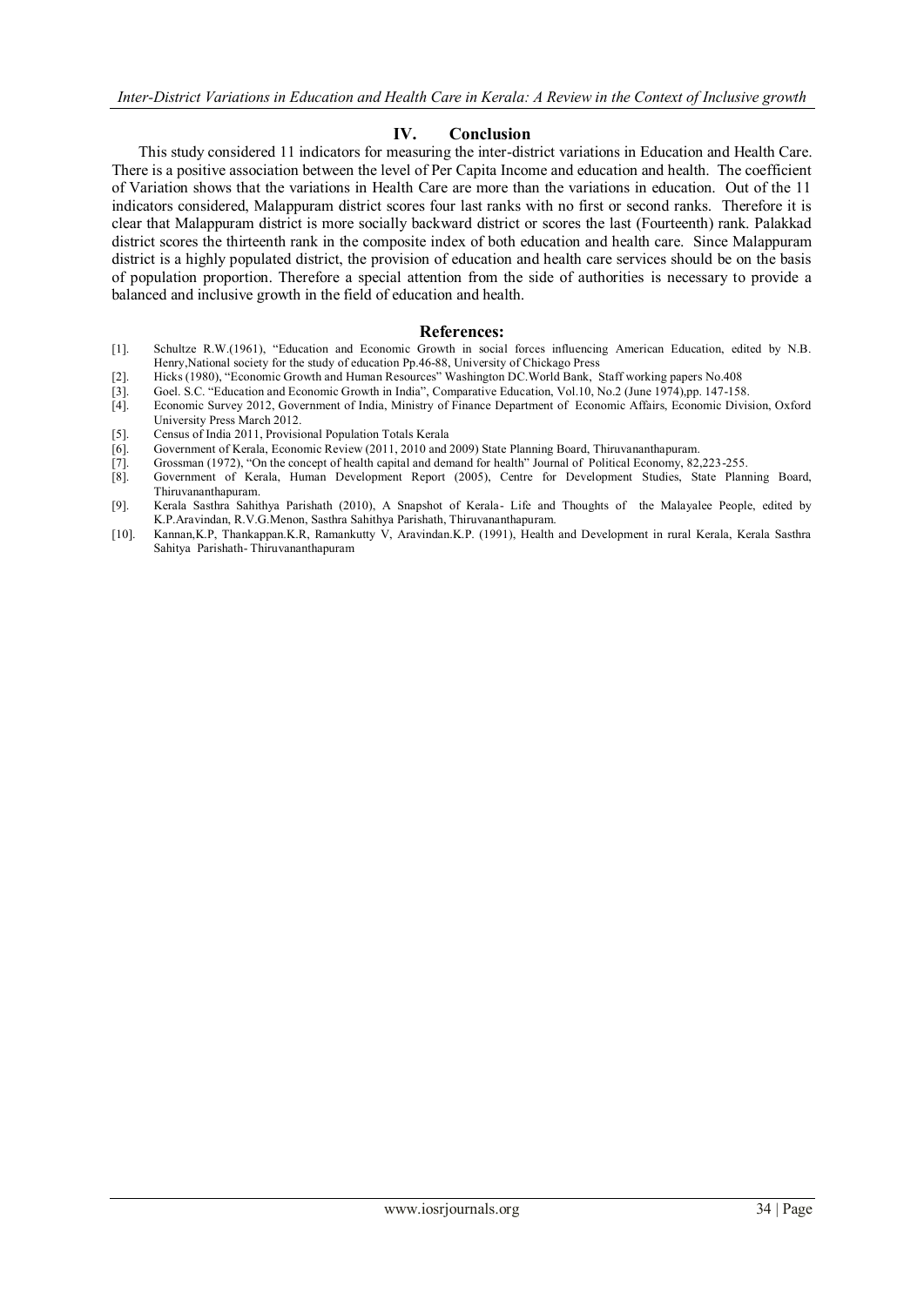## IV. Conclusion

This study considered 11 indicators for measuring the inter-district variations in Education and Health Care. There is a positive association between the level of Per Capita Income and education and health. The coefficient of Variation shows that the variations in Health Care are more than the variations in education. Out of the 11 indicators considered, Malappuram district scores four last ranks with no first or second ranks. Therefore it is clear that Malappuram district is more socially backward district or scores the last (Fourteenth) rank. Palakkad district scores the thirteenth rank in the composite index of both education and health care. Since Malappuram district is a highly populated district, the provision of education and health care services should be on the basis of population proportion. Therefore a special attention from the side of authorities is necessary to provide a balanced and inclusive growth in the field of education and health.

## References:

[1]. Schultze R.W.(1961), "Education and Economic Growth in social forces influencing American Education, edited by N.B. Henry,National society for the study of education Pp.46-88, University of Chickago Press

[2]. Hicks (1980), "Economic Growth and Human Resources" Washington DC.World Bank, Staff working papers No.408

[3]. Goel. S.C. "Education and Economic Growth in India", Comparative Education, Vol.10, No.2 (June 1974),pp. 147-158.

[4]. Economic Survey 2012, Government of India, Ministry of Finance Department of Economic Affairs, Economic Division, Oxford University Press March 2012.

[5]. Census of India 2011, Provisional Population Totals Kerala

[6]. Government of Kerala, Economic Review (2011, 2010 and 2009) State Planning Board, Thiruvananthapuram.

[7]. Grossman (1972), "On the concept of health capital and demand for health" Journal of Political Economy, 82,223-255.

[8]. Government of Kerala, Human Development Report (2005), Centre for Development Studies, State Planning Board, Thiruvananthapuram.

[9]. Kerala Sasthra Sahithya Parishath (2010), A Snapshot of Kerala- Life and Thoughts of the Malayalee People, edited by K.P.Aravindan, R.V.G.Menon, Sasthra Sahithya Parishath, Thiruvananthapuram.

[10]. Kannan,K.P, Thankappan.K.R, Ramankutty V, Aravindan.K.P. (1991), Health and Development in rural Kerala, Kerala Sasthra Sahitya Parishath- Thiruvananthapuram